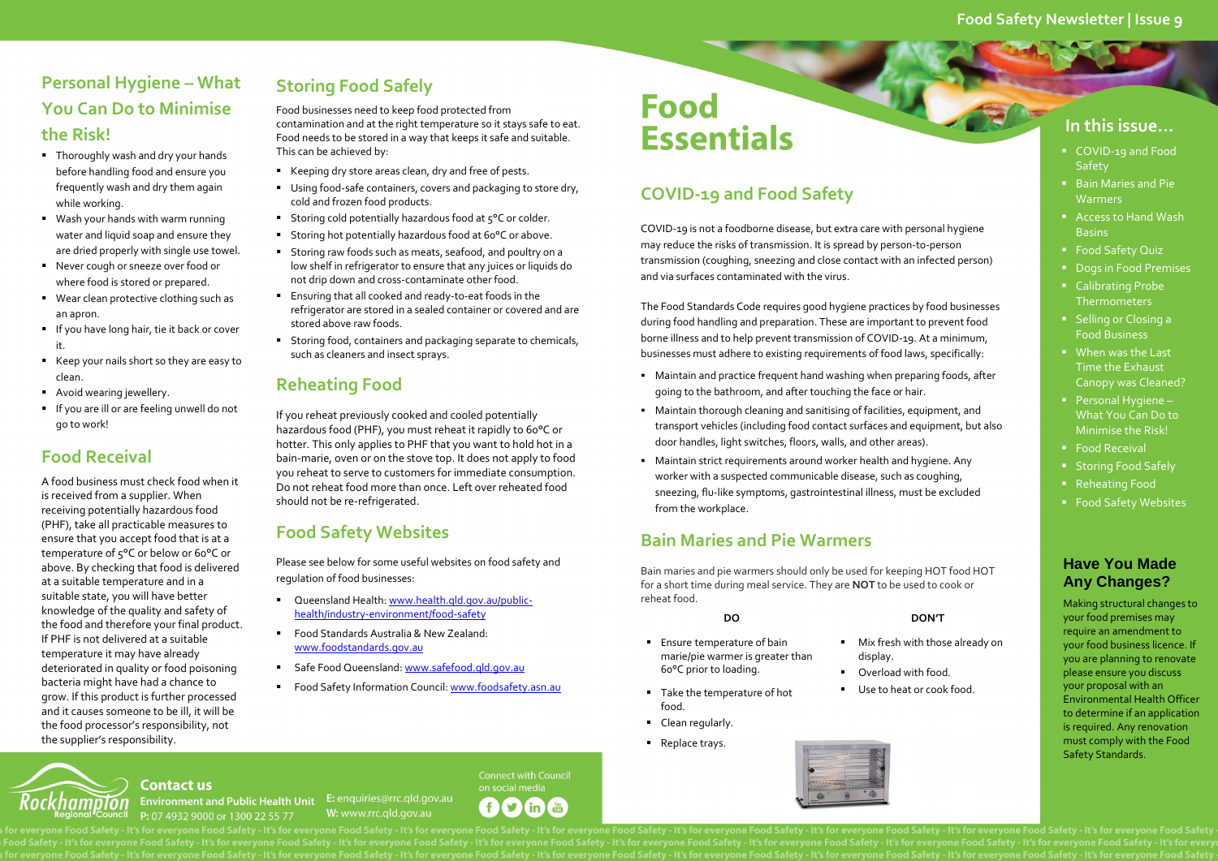# Food Essentials

## COVID-19 and Food Safety

COVID-19 is not a foodborne disease, but extra care with personal hygiene may reduce the risks of transmission. It is spread by person-to-person transmission (coughing, sneezing and close contact with an infected person) and via surfaces contaminated with the virus.

The Food Standards Code requires good hygiene practices by food businesses during food handling and preparation. These are important to prevent food borne illness and to help prevent transmission of COVID-19. At a minimum, businesses must adhere to existing requirements of food laws, specifically:

- Maintain and practice frequent hand washing when preparing foods, after going to the bathroom, and after touching the face or hair.
- Maintain thorough cleaning and sanitising of facilities, equipment, and transport vehicles (including food contact surfaces and equipment, but also door handles, light switches, floors, walls, and other areas).
- Maintain strict requirements around worker health and hygiene. Any worker with a suspected communicable disease, such as coughing, sneezing, flu-like symptoms, gastrointestinal illness, must be excluded from the workplace.

## Bain Maries and Pie Warmers

Bain maries and pie warmers should only be used for keeping HOT food HOT for a short time during meal service. They are **NOT** to be used to cook or reheat food.

**DO**

- Ensure temperature of bain marie/pie warmer is greater than 60°C prior to loading.
- Take the temperature of hot food.
- Clean regularly.
- Replace trays.

**DON'T**

- Mix fresh with those already on display.
- Overload with food.
- Use to heat or cook food.

## In this issue...

- COVID-19 and Food Safety
- Bain Maries and Pie Warmers
- Access to Hand Wash Basins
- Food Safety Quiz
- Dogs in Food Premises
- Calibrating Probe Thermometers
- Selling or Closing a Food Business
- When was the Last Time the Exhaust Canopy was Cleaned?
- Personal Hygiene – What You Can Do to Minimise the Risk!
- Food Receival
- Storing Food Safely
- Reheating Food
- Food Safety Websites

## Have You Made Any Changes?

Making structural changes to your food premises may require an amendment to your food business licence. If you are planning to renovate please ensure you discuss your proposal with an Environmental Health Officer to determine if an application is required. Any renovation must comply with the Food Safety Standards.

## Personal Hygiene – What You Can Do to Minimise the Risk!

- Thoroughly wash and dry your hands before handling food and ensure you frequently wash and dry them again while working.
- Wash your hands with warm running water and liquid soap and ensure they are dried properly with single use towel.
- Never cough or sneeze over food or where food is stored or prepared.
- Wear clean protective clothing such as an apron.
- If you have long hair, tie it back or cover it.
- Keep your nails short so they are easy to clean.
- Avoid wearing jewellery.
- If you are ill or are feeling unwell do not go to work!

## Food Receival

A food business must check food when it is received from a supplier. When receiving potentially hazardous food (PHF), take all practicable measures to ensure that you accept food that is at a temperature of 5°C or below or 60°C or above. By checking that food is delivered at a suitable temperature and in a suitable state, you will have better knowledge of the quality and safety of the food and therefore your final product. If PHF is not delivered at a suitable temperature it may have already deteriorated in quality or food poisoning bacteria might have had a chance to grow. If this product is further processed and it causes someone to be ill, it will be the food processor's responsibility, not the supplier's responsibility.

## Storing Food Safely

Food businesses need to keep food protected from contamination and at the right temperature so it stays safe to eat. Food needs to be stored in a way that keeps it safe and suitable. This can be achieved by:

- Keeping dry store areas clean, dry and free of pests.
- Using food-safe containers, covers and packaging to store dry, cold and frozen food products.
- Storing cold potentially hazardous food at 5°C or colder.
- Storing hot potentially hazardous food at 60°C or above.
- Storing raw foods such as meats, seafood, and poultry on a low shelf in refrigerator to ensure that any juices or liquids do not drip down and cross-contaminate other food.
- Ensuring that all cooked and ready-to-eat foods in the refrigerator are stored in a sealed container or covered and are stored above raw foods.
- Storing food, containers and packaging separate to chemicals, such as cleaners and insect sprays.

## Reheating Food

If you reheat previously cooked and cooled potentially hazardous food (PHF), you must reheat it rapidly to 60°C or hotter. This only applies to PHF that you want to hold hot in a bain-marie, oven or on the stove top. It does not apply to food you reheat to serve to customers for immediate consumption. Do not reheat food more than once. Left over reheated food should not be re-refrigerated.

## Food Safety Websites

Please see below for some useful websites on food safety and regulation of food businesses:

- Queensland Health: www.health.qld.gov.au/public-health/industry-environment/food-safety
- Food Standards Australia & New Zealand: www.foodstandards.gov.au
- Safe Food Queensland: www.safefood.qld.gov.au
- Food Safety Information Council: www.foodsafety.asn.au

**Contact us**

Environment and Public Health Unit
P: 07 4932 9000 or 1300 22 55 77
E: enquiries@rrc.qld.gov.au
W: www.rrc.qld.gov.au

Connect with Council on social media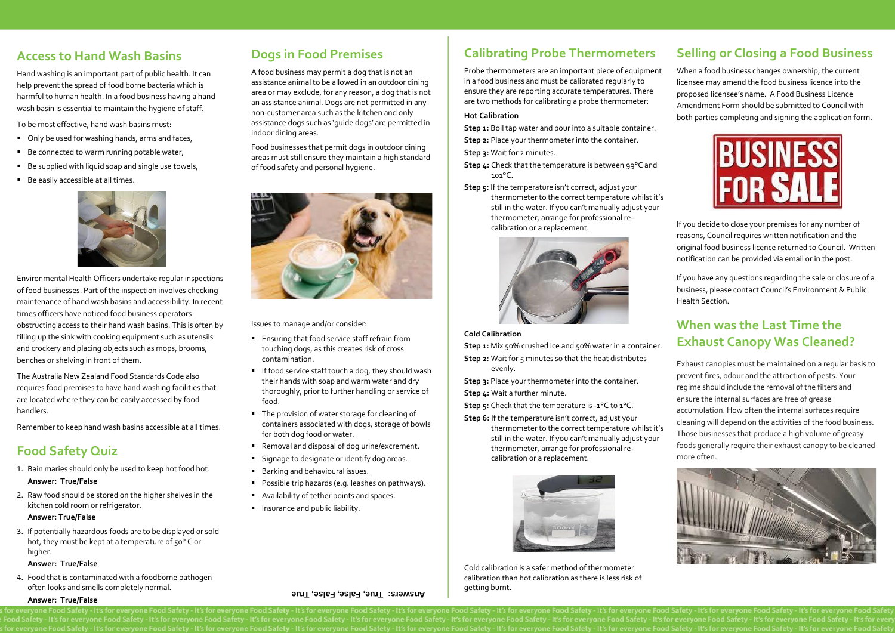## Access to Hand Wash Basins

Hand washing is an important part of public health. It can help prevent the spread of food borne bacteria which is harmful to human health. In a food business having a hand wash basin is essential to maintain the hygiene of staff.

To be most effective, hand wash basins must:

- Only be used for washing hands, arms and faces,
- Be connected to warm running potable water,
- Be supplied with liquid soap and single use towels,
- Be easily accessible at all times.

Environmental Health Officers undertake regular inspections of food businesses. Part of the inspection involves checking maintenance of hand wash basins and accessibility. In recent times officers have noticed food business operators obstructing access to their hand wash basins. This is often by filling up the sink with cooking equipment such as utensils and crockery and placing objects such as mops, brooms, benches or shelving in front of them.

The Australia New Zealand Food Standards Code also requires food premises to have hand washing facilities that are located where they can be easily accessed by food handlers.

Remember to keep hand wash basins accessible at all times.

## Food Safety Quiz

1. Bain maries should only be used to keep hot food hot.
   **Answer: True/False**
2. Raw food should be stored on the higher shelves in the kitchen cold room or refrigerator.
   **Answer: True/False**
3. If potentially hazardous foods are to be displayed or sold hot, they must be kept at a temperature of 50° C or higher.
   **Answer: True/False**
4. Food that is contaminated with a foodborne pathogen often looks and smells completely normal.
   **Answer: True/False**

**Answers: True, False, False, True**

## Dogs in Food Premises

A food business may permit a dog that is not an assistance animal to be allowed in an outdoor dining area or may exclude, for any reason, a dog that is not an assistance animal. Dogs are not permitted in any non-customer area such as the kitchen and only assistance dogs such as 'guide dogs' are permitted in indoor dining areas.

Food businesses that permit dogs in outdoor dining areas must still ensure they maintain a high standard of food safety and personal hygiene.

Issues to manage and/or consider:

- Ensuring that food service staff refrain from touching dogs, as this creates risk of cross contamination.
- If food service staff touch a dog, they should wash their hands with soap and warm water and dry thoroughly, prior to further handling or service of food.
- The provision of water storage for cleaning of containers associated with dogs, storage of bowls for both dog food or water.
- Removal and disposal of dog urine/excrement.
- Signage to designate or identify dog areas.
- Barking and behavioural issues.
- Possible trip hazards (e.g. leashes on pathways).
- Availability of tether points and spaces.
- Insurance and public liability.

## Calibrating Probe Thermometers

Probe thermometers are an important piece of equipment in a food business and must be calibrated regularly to ensure they are reporting accurate temperatures. There are two methods for calibrating a probe thermometer:

**Hot Calibration**

**Step 1:** Boil tap water and pour into a suitable container.
**Step 2:** Place your thermometer into the container.
**Step 3:** Wait for 2 minutes.
**Step 4:** Check that the temperature is between 99°C and 101°C.
**Step 5:** If the temperature isn't correct, adjust your thermometer to the correct temperature whilst it's still in the water. If you can't manually adjust your thermometer, arrange for professional re-calibration or a replacement.

**Cold Calibration**

**Step 1:** Mix 50% crushed ice and 50% water in a container.
**Step 2:** Wait for 5 minutes so that the heat distributes evenly.
**Step 3:** Place your thermometer into the container.
**Step 4:** Wait a further minute.
**Step 5:** Check that the temperature is -1°C to 1°C.
**Step 6:** If the temperature isn't correct, adjust your thermometer to the correct temperature whilst it's still in the water. If you can't manually adjust your thermometer, arrange for professional re-calibration or a replacement.

Cold calibration is a safer method of thermometer calibration than hot calibration as there is less risk of getting burnt.

## Selling or Closing a Food Business

When a food business changes ownership, the current licensee may amend the food business licence into the proposed licensee's name. A Food Business Licence Amendment Form should be submitted to Council with both parties completing and signing the application form.

If you decide to close your premises for any number of reasons, Council requires written notification and the original food business licence returned to Council. Written notification can be provided via email or in the post.

If you have any questions regarding the sale or closure of a business, please contact Council's Environment & Public Health Section.

## When was the Last Time the Exhaust Canopy Was Cleaned?

Exhaust canopies must be maintained on a regular basis to prevent fires, odour and the attraction of pests. Your regime should include the removal of the filters and ensure the internal surfaces are free of grease accumulation. How often the internal surfaces require cleaning will depend on the activities of the food business. Those businesses that produce a high volume of greasy foods generally require their exhaust canopy to be cleaned more often.